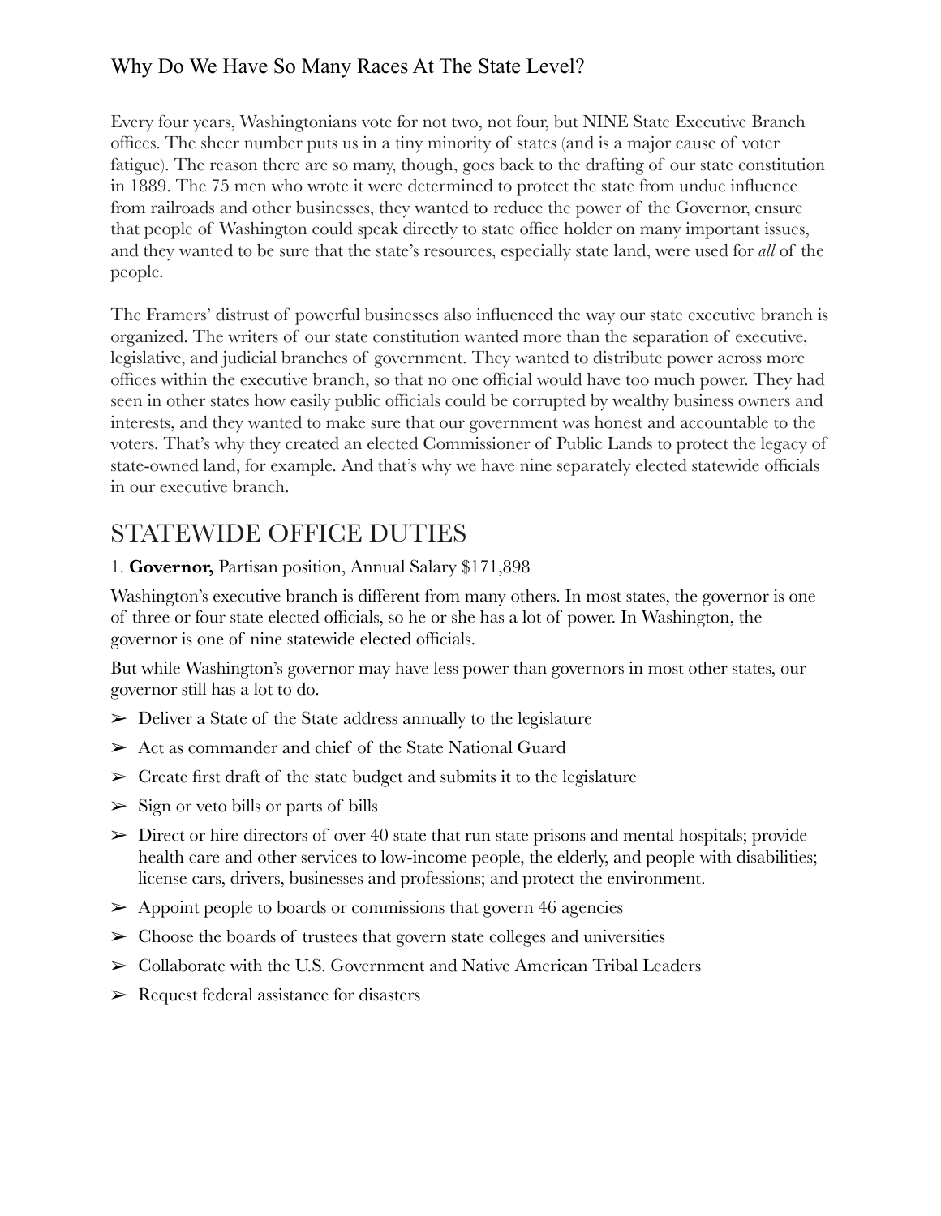## Why Do We Have So Many Races At The State Level?

Every four years, Washingtonians vote for not two, not four, but NINE State Executive Branch offices. The sheer number puts us in a tiny minority of states (and is a major cause of voter fatigue). The reason there are so many, though, goes back to the drafting of our state constitution in 1889. The 75 men who wrote it were determined to protect the state from undue influence from railroads and other businesses, they wanted to reduce the power of the Governor, ensure that people of Washington could speak directly to state office holder on many important issues, and they wanted to be sure that the state's resources, especially state land, were used for ***all*** of the people.

The Framers' distrust of powerful businesses also influenced the way our state executive branch is organized. The writers of our state constitution wanted more than the separation of executive, legislative, and judicial branches of government. They wanted to distribute power across more offices within the executive branch, so that no one official would have too much power. They had seen in other states how easily public officials could be corrupted by wealthy business owners and interests, and they wanted to make sure that our government was honest and accountable to the voters. That's why they created an elected Commissioner of Public Lands to protect the legacy of state-owned land, for example. And that's why we have nine separately elected statewide officials in our executive branch.

# STATEWIDE OFFICE DUTIES

1. **Governor,** Partisan position, Annual Salary $171,898

Washington's executive branch is different from many others. In most states, the governor is one of three or four state elected officials, so he or she has a lot of power. In Washington, the governor is one of nine statewide elected officials.

But while Washington's governor may have less power than governors in most other states, our governor still has a lot to do.

- Deliver a State of the State address annually to the legislature
- Act as commander and chief of the State National Guard
- Create first draft of the state budget and submits it to the legislature
- Sign or veto bills or parts of bills
- Direct or hire directors of over 40 state that run state prisons and mental hospitals; provide health care and other services to low-income people, the elderly, and people with disabilities; license cars, drivers, businesses and professions; and protect the environment.
- Appoint people to boards or commissions that govern 46 agencies
- Choose the boards of trustees that govern state colleges and universities
- Collaborate with the U.S. Government and Native American Tribal Leaders
- Request federal assistance for disasters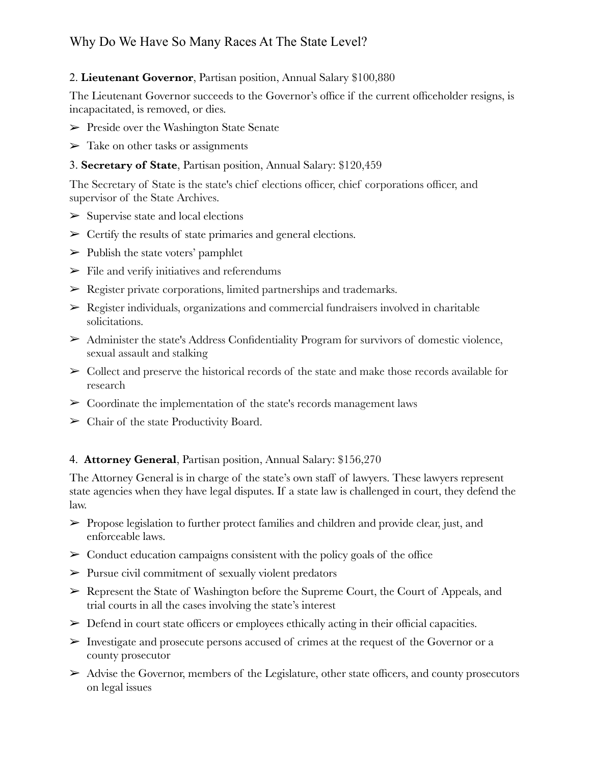# Why Do We Have So Many Races At The State Level?

2. **Lieutenant Governor**, Partisan position, Annual Salary $100,880

The Lieutenant Governor succeeds to the Governor's office if the current officeholder resigns, is incapacitated, is removed, or dies.

- Preside over the Washington State Senate
- Take on other tasks or assignments

3. **Secretary of State**, Partisan position, Annual Salary: $120,459

The Secretary of State is the state's chief elections officer, chief corporations officer, and supervisor of the State Archives.

- Supervise state and local elections
- Certify the results of state primaries and general elections.
- Publish the state voters' pamphlet
- File and verify initiatives and referendums
- Register private corporations, limited partnerships and trademarks.
- Register individuals, organizations and commercial fundraisers involved in charitable solicitations.
- Administer the state's Address Confidentiality Program for survivors of domestic violence, sexual assault and stalking
- Collect and preserve the historical records of the state and make those records available for research
- Coordinate the implementation of the state's records management laws
- Chair of the state Productivity Board.

4. **Attorney General**, Partisan position, Annual Salary: $156,270

The Attorney General is in charge of the state's own staff of lawyers. These lawyers represent state agencies when they have legal disputes. If a state law is challenged in court, they defend the law.

- Propose legislation to further protect families and children and provide clear, just, and enforceable laws.
- Conduct education campaigns consistent with the policy goals of the office
- Pursue civil commitment of sexually violent predators
- Represent the State of Washington before the Supreme Court, the Court of Appeals, and trial courts in all the cases involving the state's interest
- Defend in court state officers or employees ethically acting in their official capacities.
- Investigate and prosecute persons accused of crimes at the request of the Governor or a county prosecutor
- Advise the Governor, members of the Legislature, other state officers, and county prosecutors on legal issues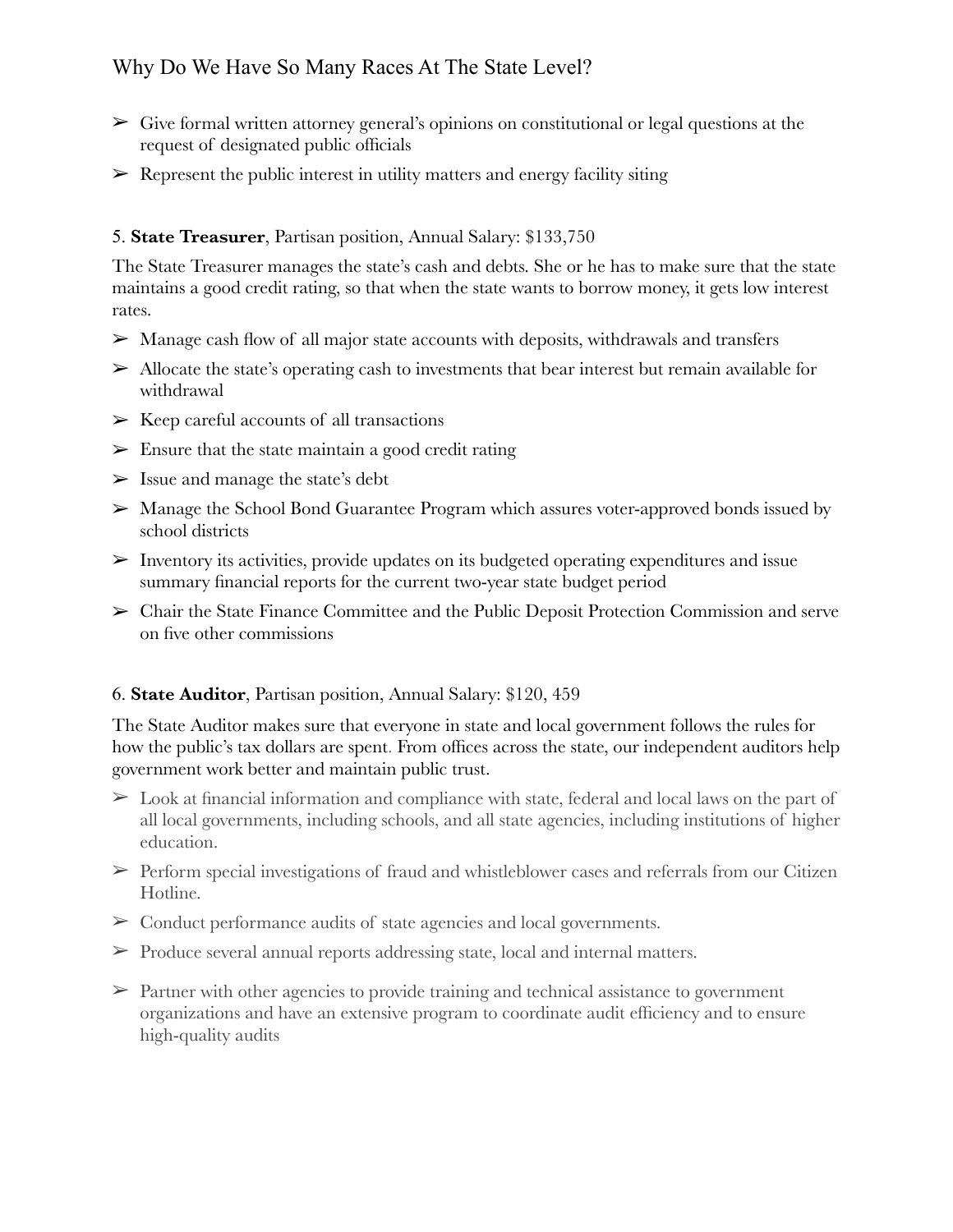- Give formal written attorney general's opinions on constitutional or legal questions at the request of designated public officials
- Represent the public interest in utility matters and energy facility siting

5. **State Treasurer**, Partisan position, Annual Salary: $133,750

The State Treasurer manages the state's cash and debts. She or he has to make sure that the state maintains a good credit rating, so that when the state wants to borrow money, it gets low interest rates.

- Manage cash flow of all major state accounts with deposits, withdrawals and transfers
- Allocate the state's operating cash to investments that bear interest but remain available for withdrawal
- Keep careful accounts of all transactions
- Ensure that the state maintain a good credit rating
- Issue and manage the state's debt
- Manage the School Bond Guarantee Program which assures voter-approved bonds issued by school districts
- Inventory its activities, provide updates on its budgeted operating expenditures and issue summary financial reports for the current two-year state budget period
- Chair the State Finance Committee and the Public Deposit Protection Commission and serve on five other commissions

6. **State Auditor**, Partisan position, Annual Salary: $120, 459

The State Auditor makes sure that everyone in state and local government follows the rules for how the public's tax dollars are spent. From offices across the state, our independent auditors help government work better and maintain public trust.

- Look at financial information and compliance with state, federal and local laws on the part of all local governments, including schools, and all state agencies, including institutions of higher education.
- Perform special investigations of fraud and whistleblower cases and referrals from our Citizen Hotline.
- Conduct performance audits of state agencies and local governments.
- Produce several annual reports addressing state, local and internal matters.
- Partner with other agencies to provide training and technical assistance to government organizations and have an extensive program to coordinate audit efficiency and to ensure high-quality audits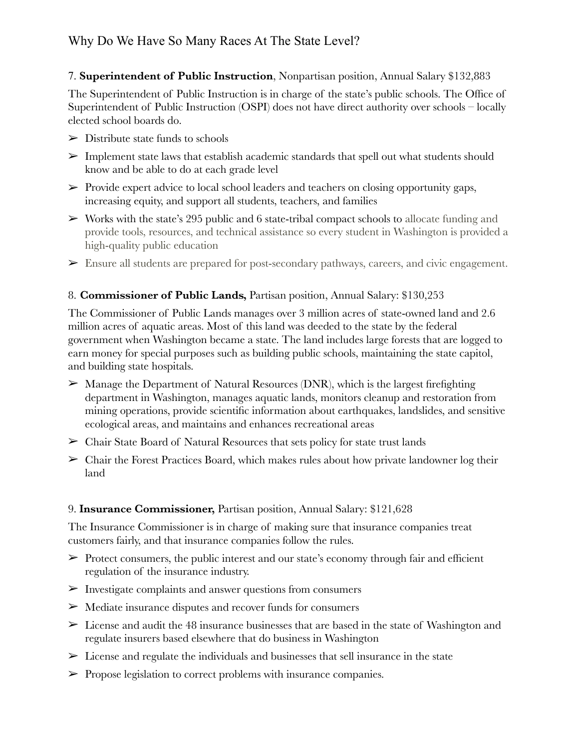7. **Superintendent of Public Instruction**, Nonpartisan position, Annual Salary $132,883

The Superintendent of Public Instruction is in charge of the state's public schools. The Office of Superintendent of Public Instruction (OSPI) does not have direct authority over schools – locally elected school boards do.

- ➢ Distribute state funds to schools
- ➢ Implement state laws that establish academic standards that spell out what students should know and be able to do at each grade level
- ➢ Provide expert advice to local school leaders and teachers on closing opportunity gaps, increasing equity, and support all students, teachers, and families
- ➢ Works with the state's 295 public and 6 state-tribal compact schools to allocate funding and provide tools, resources, and technical assistance so every student in Washington is provided a high-quality public education
- ➢ Ensure all students are prepared for post-secondary pathways, careers, and civic engagement.

8. **Commissioner of Public Lands,** Partisan position, Annual Salary: $130,253

The Commissioner of Public Lands manages over 3 million acres of state-owned land and 2.6 million acres of aquatic areas. Most of this land was deeded to the state by the federal government when Washington became a state. The land includes large forests that are logged to earn money for special purposes such as building public schools, maintaining the state capitol, and building state hospitals.

- ➢ Manage the Department of Natural Resources (DNR), which is the largest firefighting department in Washington, manages aquatic lands, monitors cleanup and restoration from mining operations, provide scientific information about earthquakes, landslides, and sensitive ecological areas, and maintains and enhances recreational areas
- ➢ Chair State Board of Natural Resources that sets policy for state trust lands
- ➢ Chair the Forest Practices Board, which makes rules about how private landowner log their land

9. **Insurance Commissioner,** Partisan position, Annual Salary: $121,628

The Insurance Commissioner is in charge of making sure that insurance companies treat customers fairly, and that insurance companies follow the rules.

- ➢ Protect consumers, the public interest and our state's economy through fair and efficient regulation of the insurance industry.
- ➢ Investigate complaints and answer questions from consumers
- ➢ Mediate insurance disputes and recover funds for consumers
- ➢ License and audit the 48 insurance businesses that are based in the state of Washington and regulate insurers based elsewhere that do business in Washington
- ➢ License and regulate the individuals and businesses that sell insurance in the state
- ➢ Propose legislation to correct problems with insurance companies.